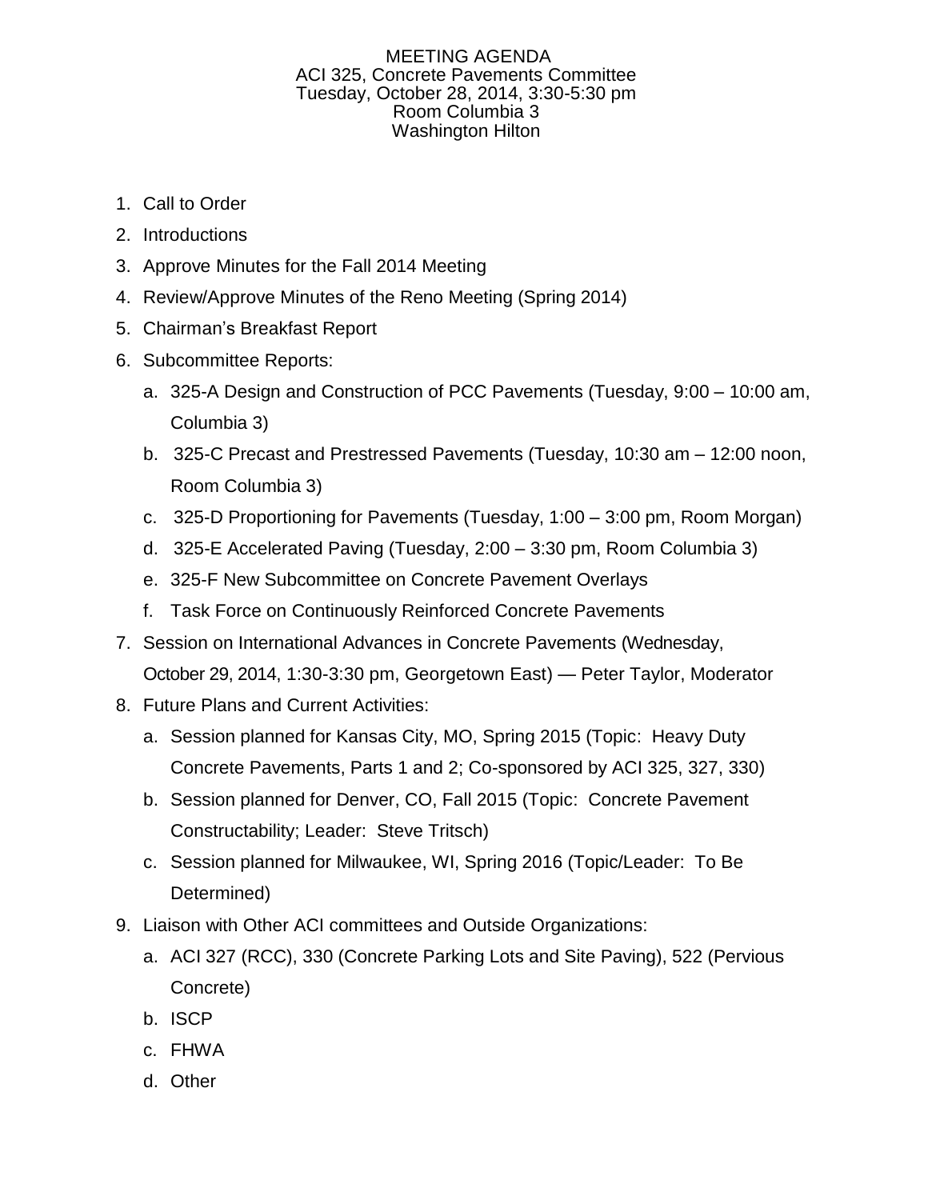# MEETING AGENDA

ACI 325, Concrete Pavements Committee
Tuesday, October 28, 2014, 3:30-5:30 pm
Room Columbia 3
Washington Hilton

1. Call to Order
2. Introductions
3. Approve Minutes for the Fall 2014 Meeting
4. Review/Approve Minutes of the Reno Meeting (Spring 2014)
5. Chairman's Breakfast Report
6. Subcommittee Reports:
   a. 325-A Design and Construction of PCC Pavements (Tuesday, 9:00 – 10:00 am, Columbia 3)
   b. 325-C Precast and Prestressed Pavements (Tuesday, 10:30 am – 12:00 noon, Room Columbia 3)
   c. 325-D Proportioning for Pavements (Tuesday, 1:00 – 3:00 pm, Room Morgan)
   d. 325-E Accelerated Paving (Tuesday, 2:00 – 3:30 pm, Room Columbia 3)
   e. 325-F New Subcommittee on Concrete Pavement Overlays
   f. Task Force on Continuously Reinforced Concrete Pavements
7. Session on International Advances in Concrete Pavements (Wednesday, October 29, 2014, 1:30-3:30 pm, Georgetown East) — Peter Taylor, Moderator
8. Future Plans and Current Activities:
   a. Session planned for Kansas City, MO, Spring 2015 (Topic: Heavy Duty Concrete Pavements, Parts 1 and 2; Co-sponsored by ACI 325, 327, 330)
   b. Session planned for Denver, CO, Fall 2015 (Topic: Concrete Pavement Constructability; Leader: Steve Tritsch)
   c. Session planned for Milwaukee, WI, Spring 2016 (Topic/Leader: To Be Determined)
9. Liaison with Other ACI committees and Outside Organizations:
   a. ACI 327 (RCC), 330 (Concrete Parking Lots and Site Paving), 522 (Pervious Concrete)
   b. ISCP
   c. FHWA
   d. Other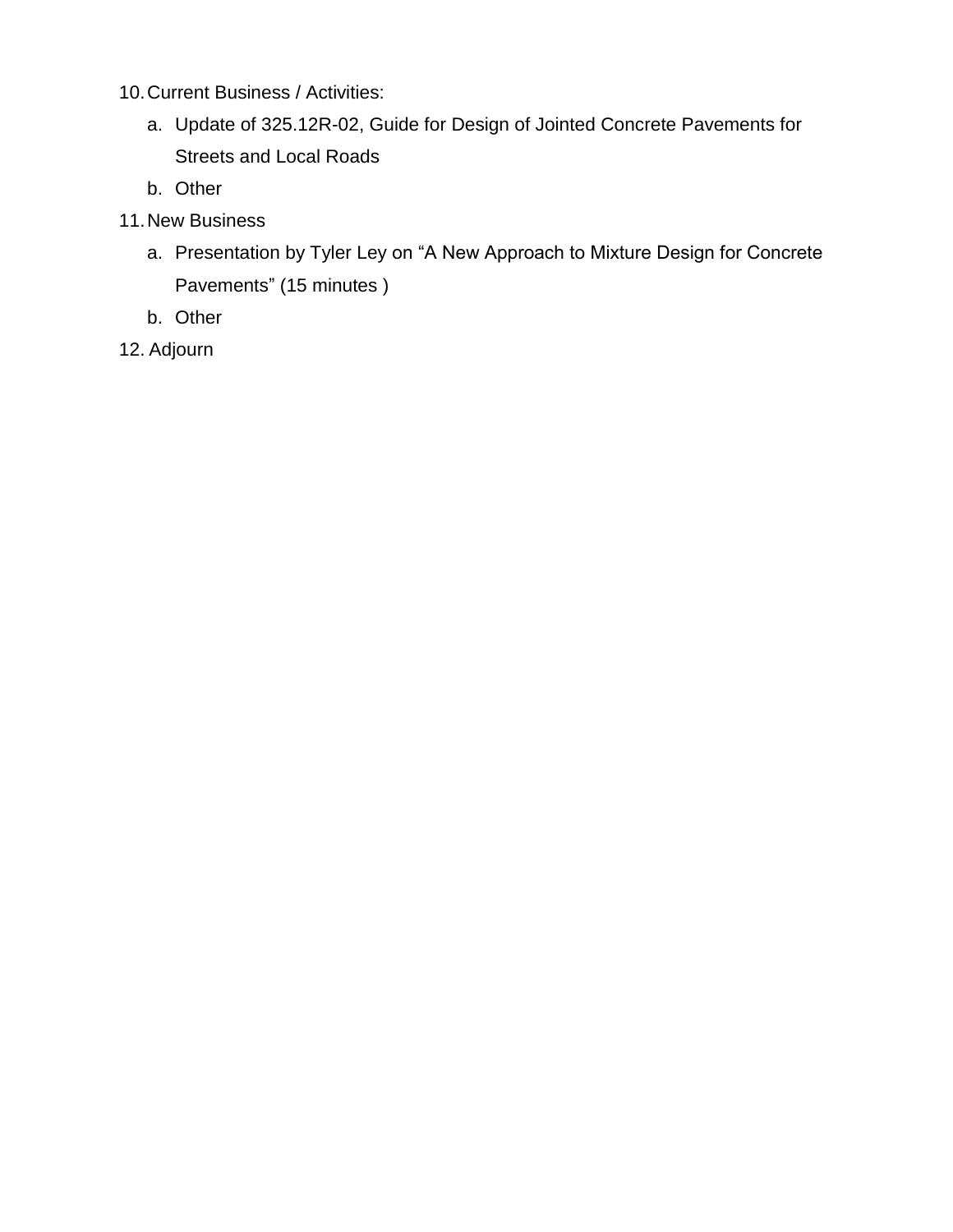10. Current Business / Activities:
    a. Update of 325.12R-02, Guide for Design of Jointed Concrete Pavements for Streets and Local Roads
    b. Other
11. New Business
    a. Presentation by Tyler Ley on "A New Approach to Mixture Design for Concrete Pavements" (15 minutes )
    b. Other
12. Adjourn